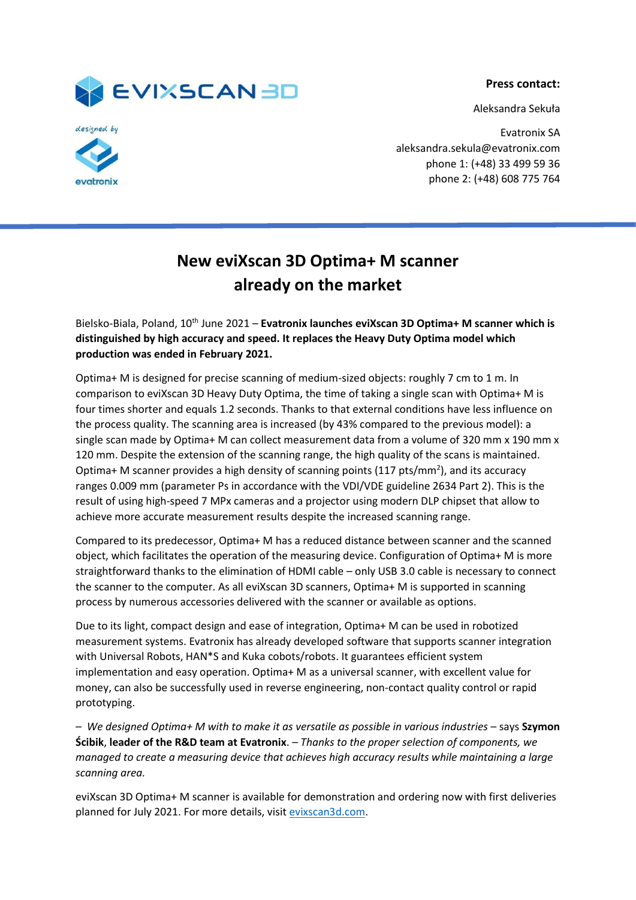**Press contact:**

Aleksandra Sekuła

Evatronix SA
aleksandra.sekula@evatronix.com
phone 1: (+48) 33 499 59 36
phone 2: (+48) 608 775 764

# New eviXscan 3D Optima+ M scanner already on the market

Bielsko-Biala, Poland, 10th June 2021 – **Evatronix launches eviXscan 3D Optima+ M scanner which is distinguished by high accuracy and speed. It replaces the Heavy Duty Optima model which production was ended in February 2021.**

Optima+ M is designed for precise scanning of medium-sized objects: roughly 7 cm to 1 m. In comparison to eviXscan 3D Heavy Duty Optima, the time of taking a single scan with Optima+ M is four times shorter and equals 1.2 seconds. Thanks to that external conditions have less influence on the process quality. The scanning area is increased (by 43% compared to the previous model): a single scan made by Optima+ M can collect measurement data from a volume of 320 mm x 190 mm x 120 mm. Despite the extension of the scanning range, the high quality of the scans is maintained. Optima+ M scanner provides a high density of scanning points (117 pts/mm$^2$), and its accuracy ranges 0.009 mm (parameter Ps in accordance with the VDI/VDE guideline 2634 Part 2). This is the result of using high-speed 7 MPx cameras and a projector using modern DLP chipset that allow to achieve more accurate measurement results despite the increased scanning range.

Compared to its predecessor, Optima+ M has a reduced distance between scanner and the scanned object, which facilitates the operation of the measuring device. Configuration of Optima+ M is more straightforward thanks to the elimination of HDMI cable – only USB 3.0 cable is necessary to connect the scanner to the computer. As all eviXscan 3D scanners, Optima+ M is supported in scanning process by numerous accessories delivered with the scanner or available as options.

Due to its light, compact design and ease of integration, Optima+ M can be used in robotized measurement systems. Evatronix has already developed software that supports scanner integration with Universal Robots, HAN*S and Kuka cobots/robots. It guarantees efficient system implementation and easy operation. Optima+ M as a universal scanner, with excellent value for money, can also be successfully used in reverse engineering, non-contact quality control or rapid prototyping.

– *We designed Optima+ M with to make it as versatile as possible in various industries* – says **Szymon Ścibik**, **leader of the R&D team at Evatronix**. – *Thanks to the proper selection of components, we managed to create a measuring device that achieves high accuracy results while maintaining a large scanning area.*

eviXscan 3D Optima+ M scanner is available for demonstration and ordering now with first deliveries planned for July 2021. For more details, visit [evixscan3d.com](evixscan3d.com).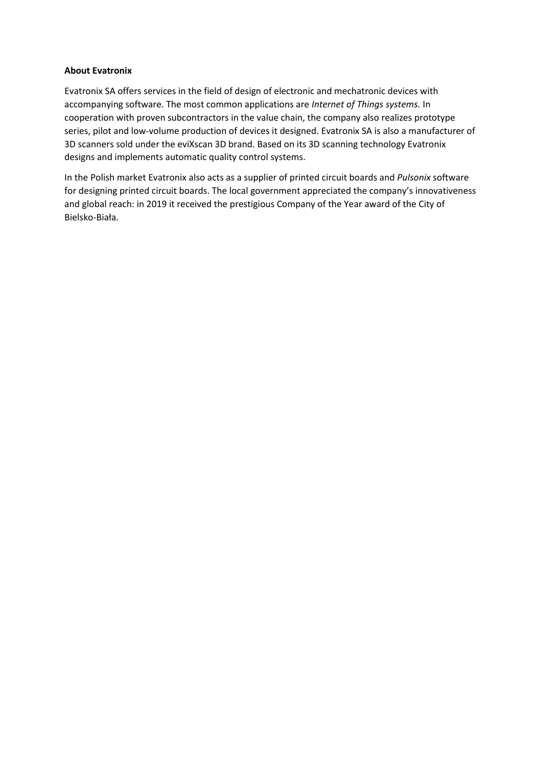**About Evatronix**

Evatronix SA offers services in the field of design of electronic and mechatronic devices with accompanying software. The most common applications are *Internet of Things systems.* In cooperation with proven subcontractors in the value chain, the company also realizes prototype series, pilot and low-volume production of devices it designed. Evatronix SA is also a manufacturer of 3D scanners sold under the eviXscan 3D brand. Based on its 3D scanning technology Evatronix designs and implements automatic quality control systems.

In the Polish market Evatronix also acts as a supplier of printed circuit boards and *Pulsonix* software for designing printed circuit boards. The local government appreciated the company's innovativeness and global reach: in 2019 it received the prestigious Company of the Year award of the City of Bielsko-Biała.